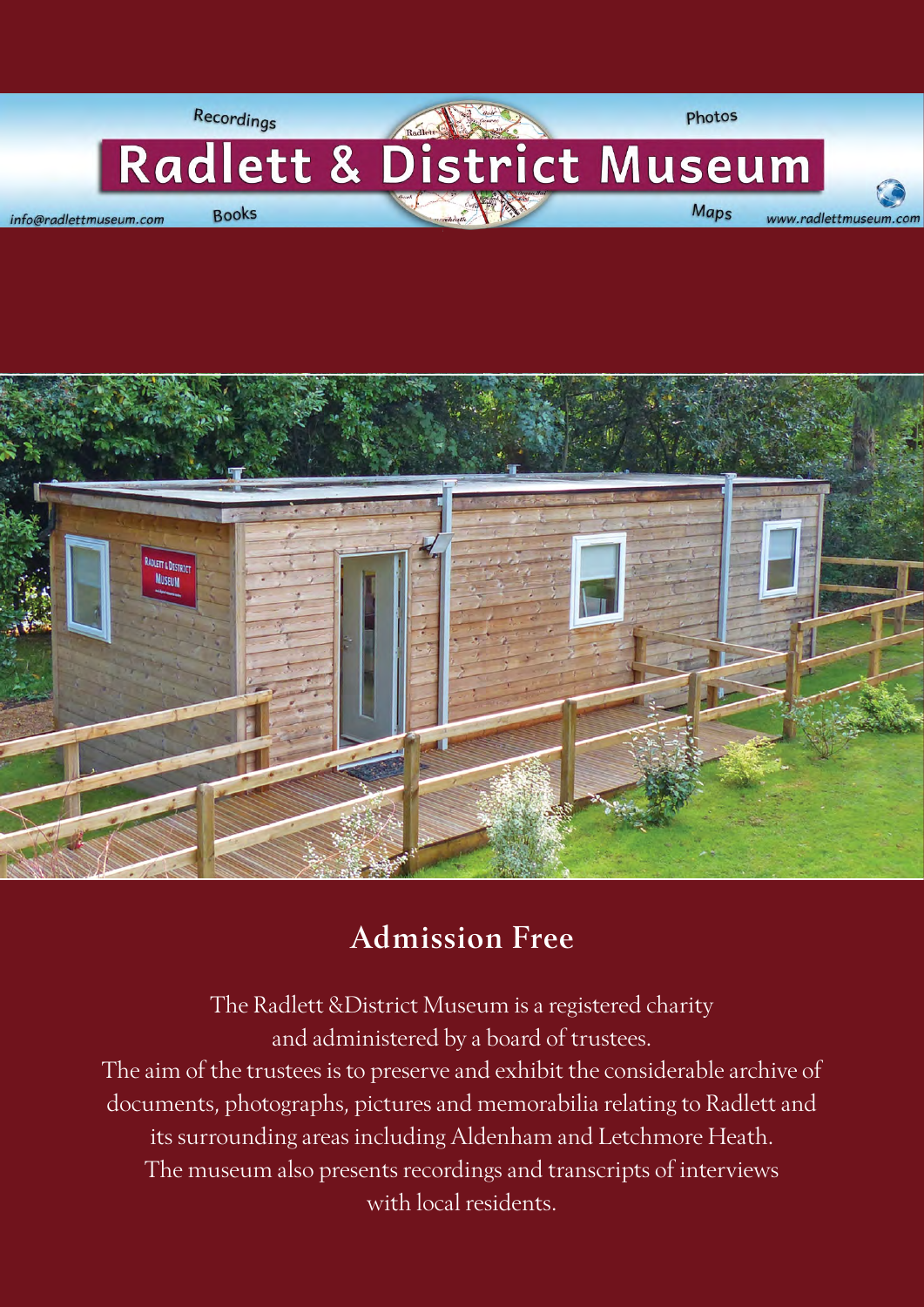Recordings

Photos

# Radlett & District Museum

info@radlettmuseum.com

Books

Maps

www.radlettmuseum.com

## Admission Free

The Radlett &District Museum is a registered charity
and administered by a board of trustees.
The aim of the trustees is to preserve and exhibit the considerable archive of documents, photographs, pictures and memorabilia relating to Radlett and its surrounding areas including Aldenham and Letchmore Heath.
The museum also presents recordings and transcripts of interviews with local residents.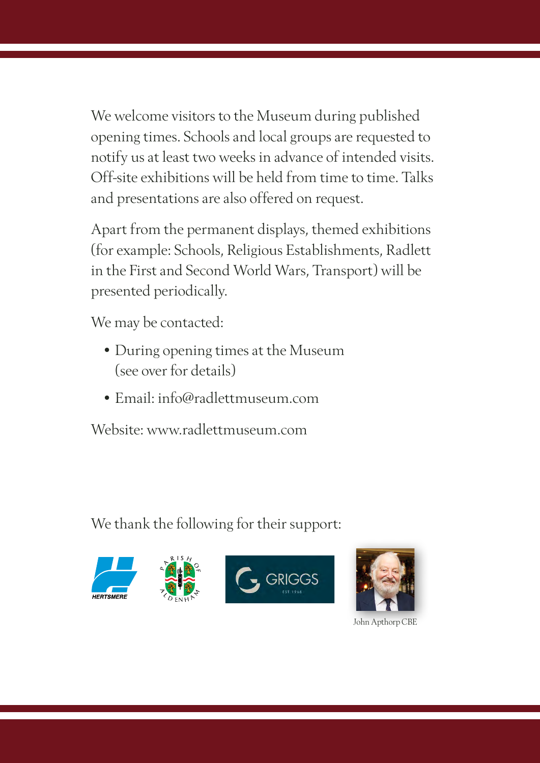We welcome visitors to the Museum during published opening times. Schools and local groups are requested to notify us at least two weeks in advance of intended visits. Off-site exhibitions will be held from time to time. Talks and presentations are also offered on request.

Apart from the permanent displays, themed exhibitions (for example: Schools, Religious Establishments, Radlett in the First and Second World Wars, Transport) will be presented periodically.

We may be contacted:

- During opening times at the Museum (see over for details)
- Email: info@radlettmuseum.com

Website: www.radlettmuseum.com

We thank the following for their support:

HERTSMERE

PARISH OF ALDENHAM

GRIGGS EST. 1968

John Apthorp CBE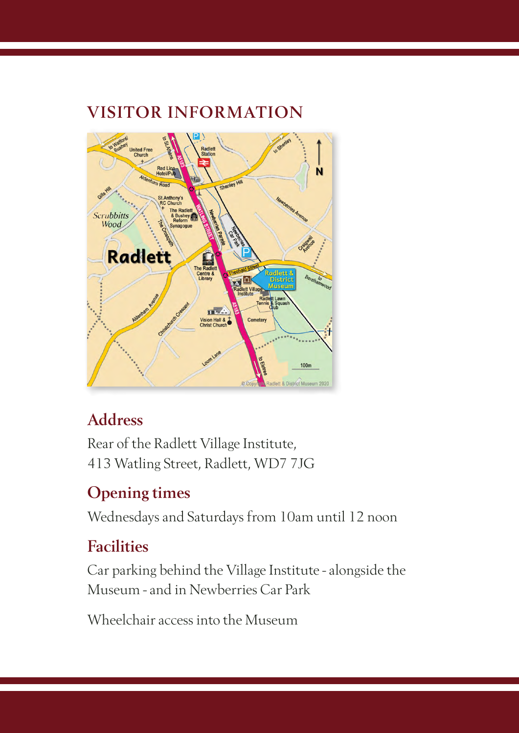# VISITOR INFORMATION

## Address

Rear of the Radlett Village Institute,
413 Watling Street, Radlett, WD7 7JG

## Opening times

Wednesdays and Saturdays from 10am until 12 noon

## Facilities

Car parking behind the Village Institute - alongside the Museum - and in Newberries Car Park

Wheelchair access into the Museum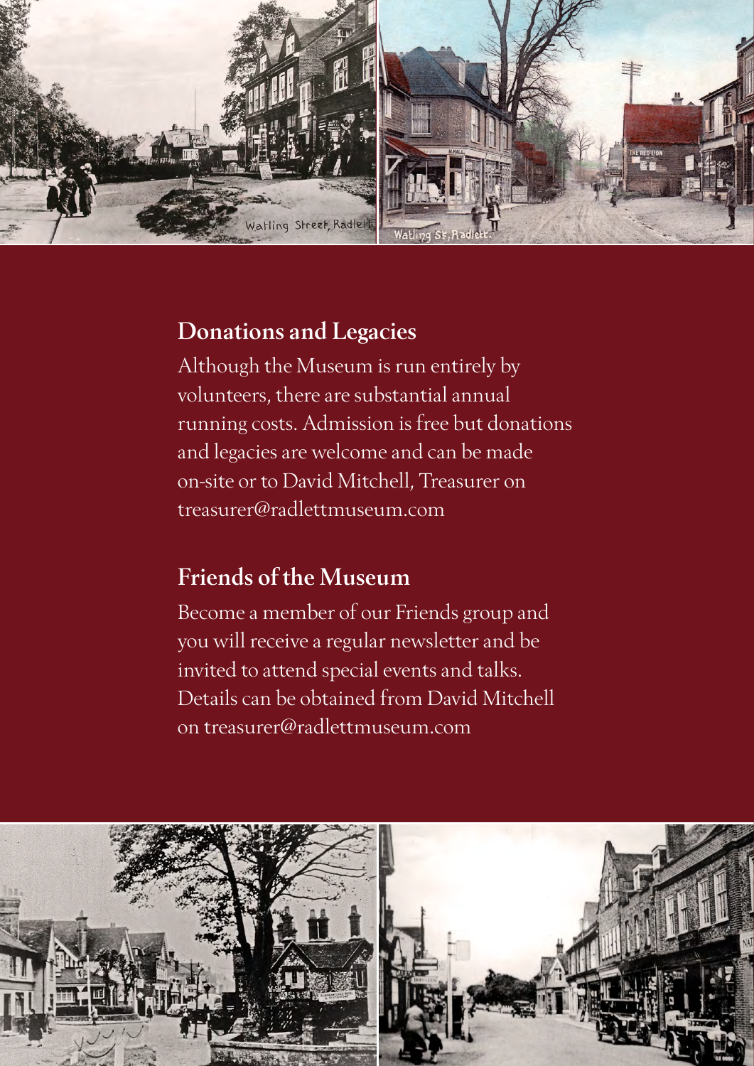## Donations and Legacies

Although the Museum is run entirely by volunteers, there are substantial annual running costs. Admission is free but donations and legacies are welcome and can be made on-site or to David Mitchell, Treasurer on treasurer@radlettmuseum.com

## Friends of the Museum

Become a member of our Friends group and you will receive a regular newsletter and be invited to attend special events and talks. Details can be obtained from David Mitchell on treasurer@radlettmuseum.com